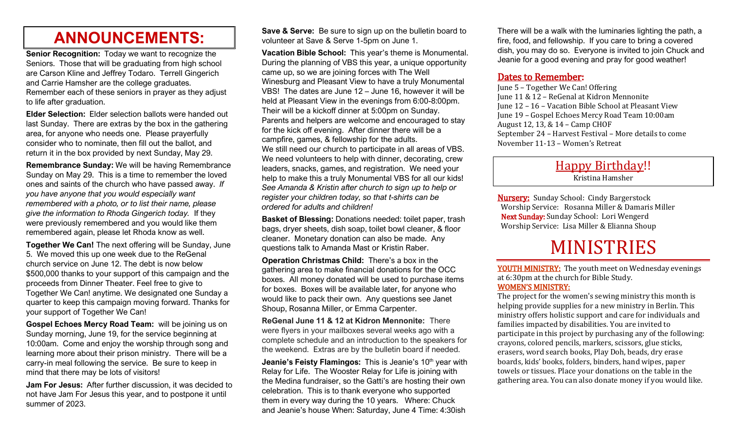# ANNOUNCEMENTS:

**Senior Recognition:** Today we want to recognize the Seniors. Those that will be graduating from high school are Carson Kline and Jeffrey Todaro. Terrell Gingerich and Carrie Hamsher are the college graduates. Remember each of these seniors in prayer as they adjust to life after graduation.

**Elder Selection:** Elder selection ballots were handed out last Sunday. There are extras by the box in the gathering area, for anyone who needs one. Please prayerfully consider who to nominate, then fill out the ballot, and return it in the box provided by next Sunday, May 29.

**Remembrance Sunday:** We will be having Remembrance Sunday on May 29. This is a time to remember the loved ones and saints of the church who have passed away. *If you have anyone that you would especially want remembered with a photo, or to list their name, please give the information to Rhoda Gingerich today.* If they were previously remembered and you would like them remembered again, please let Rhoda know as well.

**Together We Can!** The next offering will be Sunday, June 5. We moved this up one week due to the ReGenal church service on June 12. The debt is now below $500,000 thanks to your support of this campaign and the proceeds from Dinner Theater. Feel free to give to Together We Can! anytime. We designated one Sunday a quarter to keep this campaign moving forward. Thanks for your support of Together We Can!

**Gospel Echoes Mercy Road Team:** will be joining us on Sunday morning, June 19, for the service beginning at 10:00am. Come and enjoy the worship through song and learning more about their prison ministry. There will be a carry-in meal following the service. Be sure to keep in mind that there may be lots of visitors!

**Jam For Jesus:** After further discussion, it was decided to not have Jam For Jesus this year, and to postpone it until summer of 2023.

**Save & Serve:** Be sure to sign up on the bulletin board to volunteer at Save & Serve 1-5pm on June 1.

**Vacation Bible School:** This year's theme is Monumental. During the planning of VBS this year, a unique opportunity came up, so we are joining forces with The Well Winesburg and Pleasant View to have a truly Monumental VBS! The dates are June 12 – June 16, however it will be held at Pleasant View in the evenings from 6:00-8:00pm. Their will be a kickoff dinner at 5:00pm on Sunday. Parents and helpers are welcome and encouraged to stay for the kick off evening. After dinner there will be a campfire, games, & fellowship for the adults.
We still need our church to participate in all areas of VBS. We need volunteers to help with dinner, decorating, crew leaders, snacks, games, and registration. We need your help to make this a truly Monumental VBS for all our kids! *See Amanda & Kristin after church to sign up to help or register your children today, so that t-shirts can be ordered for adults and children!*

**Basket of Blessing:** Donations needed: toilet paper, trash bags, dryer sheets, dish soap, toilet bowl cleaner, & floor cleaner. Monetary donation can also be made. Any questions talk to Amanda Mast or Kristin Raber.

**Operation Christmas Child:** There's a box in the gathering area to make financial donations for the OCC boxes. All money donated will be used to purchase items for boxes. Boxes will be available later, for anyone who would like to pack their own. Any questions see Janet Shoup, Rosanna Miller, or Emma Carpenter.

**ReGenal June 11 & 12 at Kidron Mennonite:** There were flyers in your mailboxes several weeks ago with a complete schedule and an introduction to the speakers for the weekend. Extras are by the bulletin board if needed.

**Jeanie's Feisty Flamingos:** This is Jeanie's 10th year with Relay for Life. The Wooster Relay for Life is joining with the Medina fundraiser, so the Gatti's are hosting their own celebration. This is to thank everyone who supported them in every way during the 10 years. Where: Chuck and Jeanie's house When: Saturday, June 4 Time: 4:30ish

There will be a walk with the luminaries lighting the path, a fire, food, and fellowship. If you care to bring a covered dish, you may do so. Everyone is invited to join Chuck and Jeanie for a good evening and pray for good weather!

## Dates to Remember:

June 5 – Together We Can! Offering
June 11 & 12 – ReGenal at Kidron Mennonite
June 12 – 16 – Vacation Bible School at Pleasant View
June 19 – Gospel Echoes Mercy Road Team 10:00am
August 12, 13, & 14 – Camp CHOF
September 24 – Harvest Festival – More details to come
November 11-13 – Women's Retreat

## Happy Birthday!!

Kristina Hamsher

**Nursery:** Sunday School: Cindy Bargerstock
Worship Service: Rosanna Miller & Damaris Miller
**Next Sunday:** Sunday School: Lori Wengerd
Worship Service: Lisa Miller & Elianna Shoup

# MINISTRIES

**YOUTH MINISTRY:** The youth meet on Wednesday evenings at 6:30pm at the church for Bible Study.

**WOMEN'S MINISTRY:**
The project for the women's sewing ministry this month is helping provide supplies for a new ministry in Berlin. This ministry offers holistic support and care for individuals and families impacted by disabilities. You are invited to participate in this project by purchasing any of the following: crayons, colored pencils, markers, scissors, glue sticks, erasers, word search books, Play Doh, beads, dry erase boards, kids' books, folders, binders, hand wipes, paper towels or tissues. Place your donations on the table in the gathering area. You can also donate money if you would like.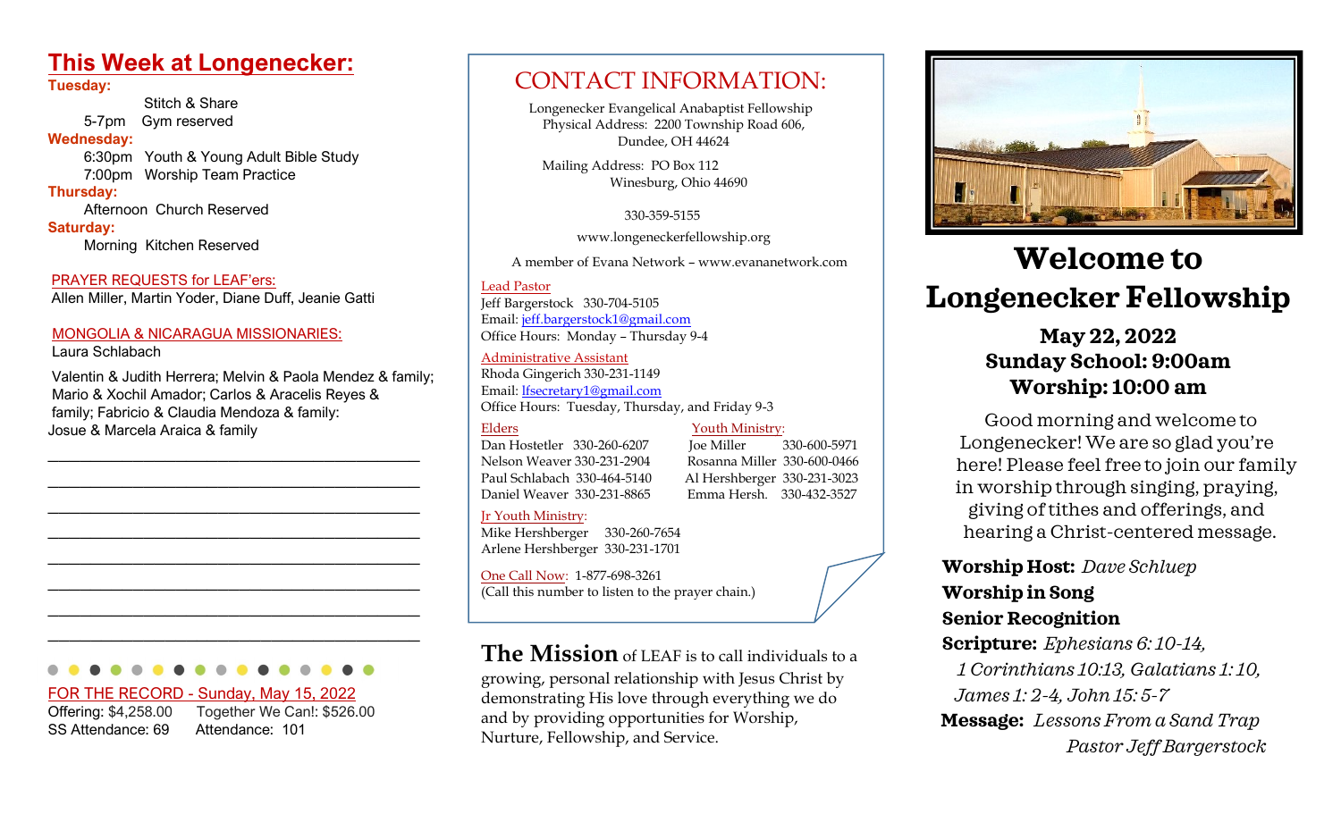## This Week at Longenecker:

**Tuesday:**

Stitch & Share

5-7pm Gym reserved

**Wednesday:**

6:30pm Youth & Young Adult Bible Study

7:00pm Worship Team Practice

**Thursday:**

Afternoon Church Reserved

**Saturday:**

Morning Kitchen Reserved

PRAYER REQUESTS for LEAF'ers:

Allen Miller, Martin Yoder, Diane Duff, Jeanie Gatti

MONGOLIA & NICARAGUA MISSIONARIES:

Laura Schlabach

Valentin & Judith Herrera; Melvin & Paola Mendez & family; Mario & Xochil Amador; Carlos & Aracelis Reyes & family; Fabricio & Claudia Mendoza & family: Josue & Marcela Araica & family

\_\_\_\_\_\_\_\_\_\_\_\_\_\_\_\_\_\_\_\_\_\_\_\_\_\_\_\_\_\_\_\_\_\_\_\_\_\_\_\_

\_\_\_\_\_\_\_\_\_\_\_\_\_\_\_\_\_\_\_\_\_\_\_\_\_\_\_\_\_\_\_\_\_\_\_\_\_\_\_\_

\_\_\_\_\_\_\_\_\_\_\_\_\_\_\_\_\_\_\_\_\_\_\_\_\_\_\_\_\_\_\_\_\_\_\_\_\_\_\_\_

\_\_\_\_\_\_\_\_\_\_\_\_\_\_\_\_\_\_\_\_\_\_\_\_\_\_\_\_\_\_\_\_\_\_\_\_\_\_\_\_

\_\_\_\_\_\_\_\_\_\_\_\_\_\_\_\_\_\_\_\_\_\_\_\_\_\_\_\_\_\_\_\_\_\_\_\_\_\_\_\_

\_\_\_\_\_\_\_\_\_\_\_\_\_\_\_\_\_\_\_\_\_\_\_\_\_\_\_\_\_\_\_\_\_\_\_\_\_\_\_\_

\_\_\_\_\_\_\_\_\_\_\_\_\_\_\_\_\_\_\_\_\_\_\_\_\_\_\_\_\_\_\_\_\_\_\_\_\_\_\_\_

\_\_\_\_\_\_\_\_\_\_\_\_\_\_\_\_\_\_\_\_\_\_\_\_\_\_\_\_\_\_\_\_\_\_\_\_\_\_\_\_

FOR THE RECORD - Sunday, May 15, 2022

Offering: $4,258.00 Together We Can!: $526.00

SS Attendance: 69 Attendance: 101

## CONTACT INFORMATION:

Longenecker Evangelical Anabaptist Fellowship
Physical Address: 2200 Township Road 606,
Dundee, OH 44624

Mailing Address: PO Box 112
Winesburg, Ohio 44690

330-359-5155

www.longeneckerfellowship.org

A member of Evana Network – www.evananetwork.com

Lead Pastor
Jeff Bargerstock 330-704-5105
Email: jeff.bargerstock1@gmail.com
Office Hours: Monday – Thursday 9-4

Administrative Assistant
Rhoda Gingerich 330-231-1149
Email: lfsecretary1@gmail.com
Office Hours: Tuesday, Thursday, and Friday 9-3

Elders
Dan Hostetler 330-260-6207
Nelson Weaver 330-231-2904
Paul Schlabach 330-464-5140
Daniel Weaver 330-231-8865

Youth Ministry:
Joe Miller 330-600-5971
Rosanna Miller 330-600-0466
Al Hershberger 330-231-3023
Emma Hersh. 330-432-3527

Jr Youth Ministry:
Mike Hershberger 330-260-7654
Arlene Hershberger 330-231-1701

One Call Now: 1-877-698-3261
(Call this number to listen to the prayer chain.)

**The Mission** of LEAF is to call individuals to a growing, personal relationship with Jesus Christ by demonstrating His love through everything we do and by providing opportunities for Worship, Nurture, Fellowship, and Service.

# Welcome to Longenecker Fellowship

### May 22, 2022
### Sunday School: 9:00am
### Worship: 10:00 am

Good morning and welcome to Longenecker! We are so glad you're here! Please feel free to join our family in worship through singing, praying, giving of tithes and offerings, and hearing a Christ-centered message.

**Worship Host:** *Dave Schluep*

**Worship in Song**

**Senior Recognition**

**Scripture:** *Ephesians 6: 10-14, 1 Corinthians 10:13, Galatians 1: 10, James 1: 2-4, John 15: 5-7*

**Message:** *Lessons From a Sand Trap*
*Pastor Jeff Bargerstock*